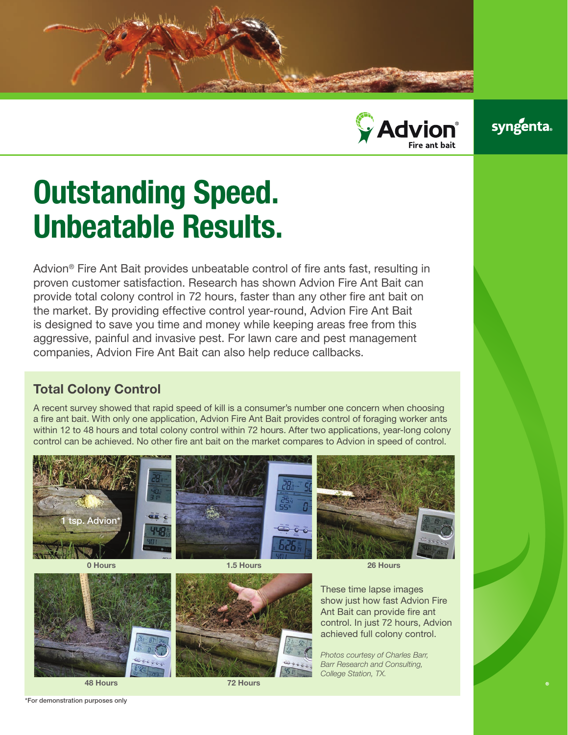Advion® Fire ant bait

syngenta®

# Outstanding Speed. Unbeatable Results.

Advion® Fire Ant Bait provides unbeatable control of fire ants fast, resulting in proven customer satisfaction. Research has shown Advion Fire Ant Bait can provide total colony control in 72 hours, faster than any other fire ant bait on the market. By providing effective control year-round, Advion Fire Ant Bait is designed to save you time and money while keeping areas free from this aggressive, painful and invasive pest. For lawn care and pest management companies, Advion Fire Ant Bait can also help reduce callbacks.

## Total Colony Control

A recent survey showed that rapid speed of kill is a consumer's number one concern when choosing a fire ant bait. With only one application, Advion Fire Ant Bait provides control of foraging worker ants within 12 to 48 hours and total colony control within 72 hours. After two applications, year-long colony control can be achieved. No other fire ant bait on the market compares to Advion in speed of control.

1 tsp. Advion*

0 Hours

1.5 Hours

26 Hours

48 Hours

72 Hours

These time lapse images show just how fast Advion Fire Ant Bait can provide fire ant control. In just 72 hours, Advion achieved full colony control.

*Photos courtesy of Charles Barr, Barr Research and Consulting, College Station, TX.*

*For demonstration purposes only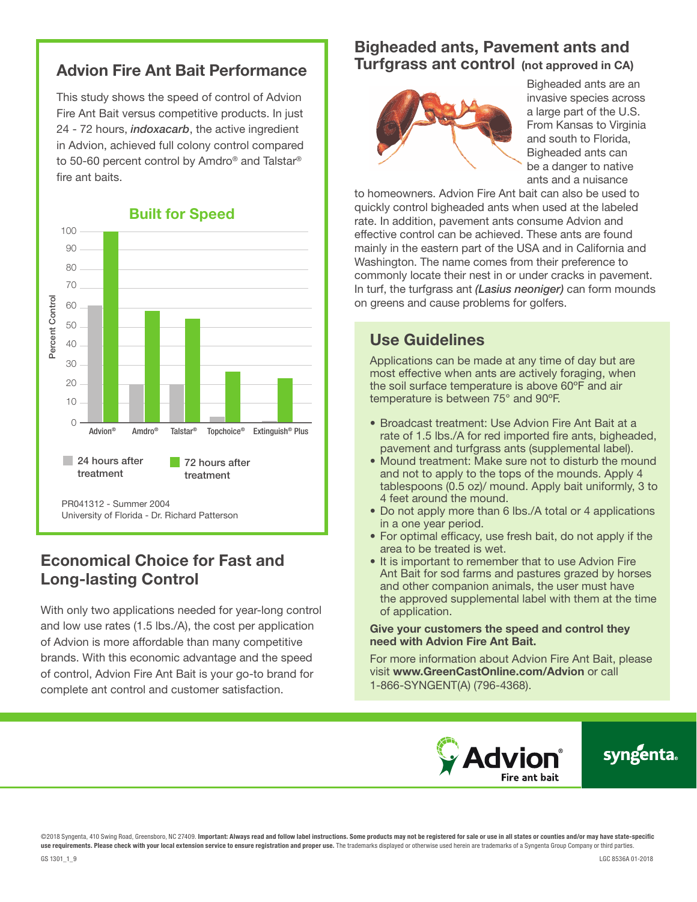## Advion Fire Ant Bait Performance

This study shows the speed of control of Advion Fire Ant Bait versus competitive products. In just 24 - 72 hours, ***indoxacarb***, the active ingredient in Advion, achieved full colony control compared to 50-60 percent control by Amdro® and Talstar® fire ant baits.

Built for Speed

Percent Control

100
90
80
70
60
50
40
30
20
10
0

Advion® Amdro® Talstar® Topchoice® Extinguish® Plus

24 hours after treatment

72 hours after treatment

PR041312 - Summer 2004
University of Florida - Dr. Richard Patterson

## Economical Choice for Fast and Long-lasting Control

With only two applications needed for year-long control and low use rates (1.5 lbs./A), the cost per application of Advion is more affordable than many competitive brands. With this economic advantage and the speed of control, Advion Fire Ant Bait is your go-to brand for complete ant control and customer satisfaction.

## Bigheaded ants, Pavement ants and Turfgrass ant control (not approved in CA)

Bigheaded ants are an invasive species across a large part of the U.S. From Kansas to Virginia and south to Florida, Bigheaded ants can be a danger to native ants and a nuisance to homeowners. Advion Fire Ant bait can also be used to quickly control bigheaded ants when used at the labeled rate. In addition, pavement ants consume Advion and effective control can be achieved. These ants are found mainly in the eastern part of the USA and in California and Washington. The name comes from their preference to commonly locate their nest in or under cracks in pavement. In turf, the turfgrass ant ***(Lasius neoniger)*** can form mounds on greens and cause problems for golfers.

## Use Guidelines

Applications can be made at any time of day but are most effective when ants are actively foraging, when the soil surface temperature is above 60ºF and air temperature is between 75° and 90ºF.

- Broadcast treatment: Use Advion Fire Ant Bait at a rate of 1.5 lbs./A for red imported fire ants, bigheaded, pavement and turfgrass ants (supplemental label).
- Mound treatment: Make sure not to disturb the mound and not to apply to the tops of the mounds. Apply 4 tablespoons (0.5 oz)/ mound. Apply bait uniformly, 3 to 4 feet around the mound.
- Do not apply more than 6 lbs./A total or 4 applications in a one year period.
- For optimal efficacy, use fresh bait, do not apply if the area to be treated is wet.
- It is important to remember that to use Advion Fire Ant Bait for sod farms and pastures grazed by horses and other companion animals, the user must have the approved supplemental label with them at the time of application.

**Give your customers the speed and control they need with Advion Fire Ant Bait.**

For more information about Advion Fire Ant Bait, please visit **www.GreenCastOnline.com/Advion** or call 1-866-SYNGENT(A) (796-4368).

Advion® Fire ant bait

syngenta

©2018 Syngenta, 410 Swing Road, Greensboro, NC 27409. **Important: Always read and follow label instructions. Some products may not be registered for sale or use in all states or counties and/or may have state-specific use requirements. Please check with your local extension service to ensure registration and proper use.** The trademarks displayed or otherwise used herein are trademarks of a Syngenta Group Company or third parties.

GS 1301_1_9 LGC 8536A 01-2018